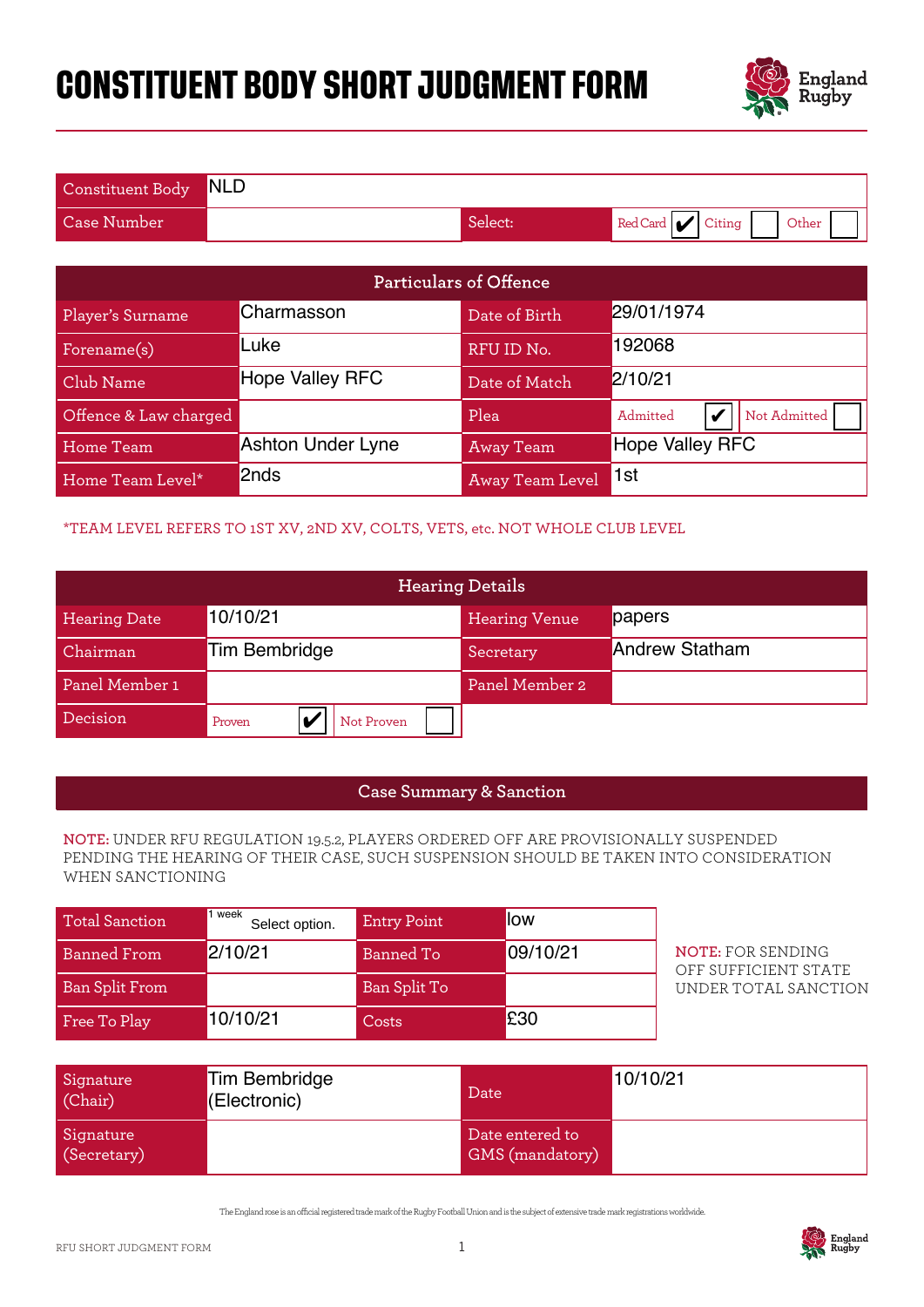# CONSTITUENT BODY SHORT JUDGMENT FORM

England Rugby

| Constituent Body | NLD | | |
|---|---|---|---|
| Case Number | | Select: | Red Card ✔ Citing ☐ Other ☐ |

| Particulars of Offence | | | |
|---|---|---|---|
| Player's Surname | Charmasson | Date of Birth | 29/01/1974 |
| Forename(s) | Luke | RFU ID No. | 192068 |
| Club Name | Hope Valley RFC | Date of Match | 2/10/21 |
| Offence & Law charged | | Plea | Admitted ✔ Not Admitted ☐ |
| Home Team | Ashton Under Lyne | Away Team | Hope Valley RFC |
| Home Team Level* | 2nds | Away Team Level | 1st |

*TEAM LEVEL REFERS TO 1ST XV, 2ND XV, COLTS, VETS, etc. NOT WHOLE CLUB LEVEL

| Hearing Details | | | |
|---|---|---|---|
| Hearing Date | 10/10/21 | Hearing Venue | papers |
| Chairman | Tim Bembridge | Secretary | Andrew Statham |
| Panel Member 1 | | Panel Member 2 | |
| Decision | Proven ✔ Not Proven ☐ | | |

## Case Summary & Sanction

**NOTE:** UNDER RFU REGULATION 19.5.2, PLAYERS ORDERED OFF ARE PROVISIONALLY SUSPENDED PENDING THE HEARING OF THEIR CASE, SUCH SUSPENSION SHOULD BE TAKEN INTO CONSIDERATION WHEN SANCTIONING

| Total Sanction | 1 week Select option. | Entry Point | low |
|---|---|---|---|
| Banned From | 2/10/21 | Banned To | 09/10/21 |
| Ban Split From | | Ban Split To | |
| Free To Play | 10/10/21 | Costs | £30 |

**NOTE:** FOR SENDING OFF SUFFICIENT STATE UNDER TOTAL SANCTION

| Signature (Chair) | Tim Bembridge (Electronic) | Date | 10/10/21 |
|---|---|---|---|
| Signature (Secretary) | | Date entered to GMS (mandatory) | |

The England rose is an official registered trade mark of the Rugby Football Union and is the subject of extensive trade mark registrations worldwide.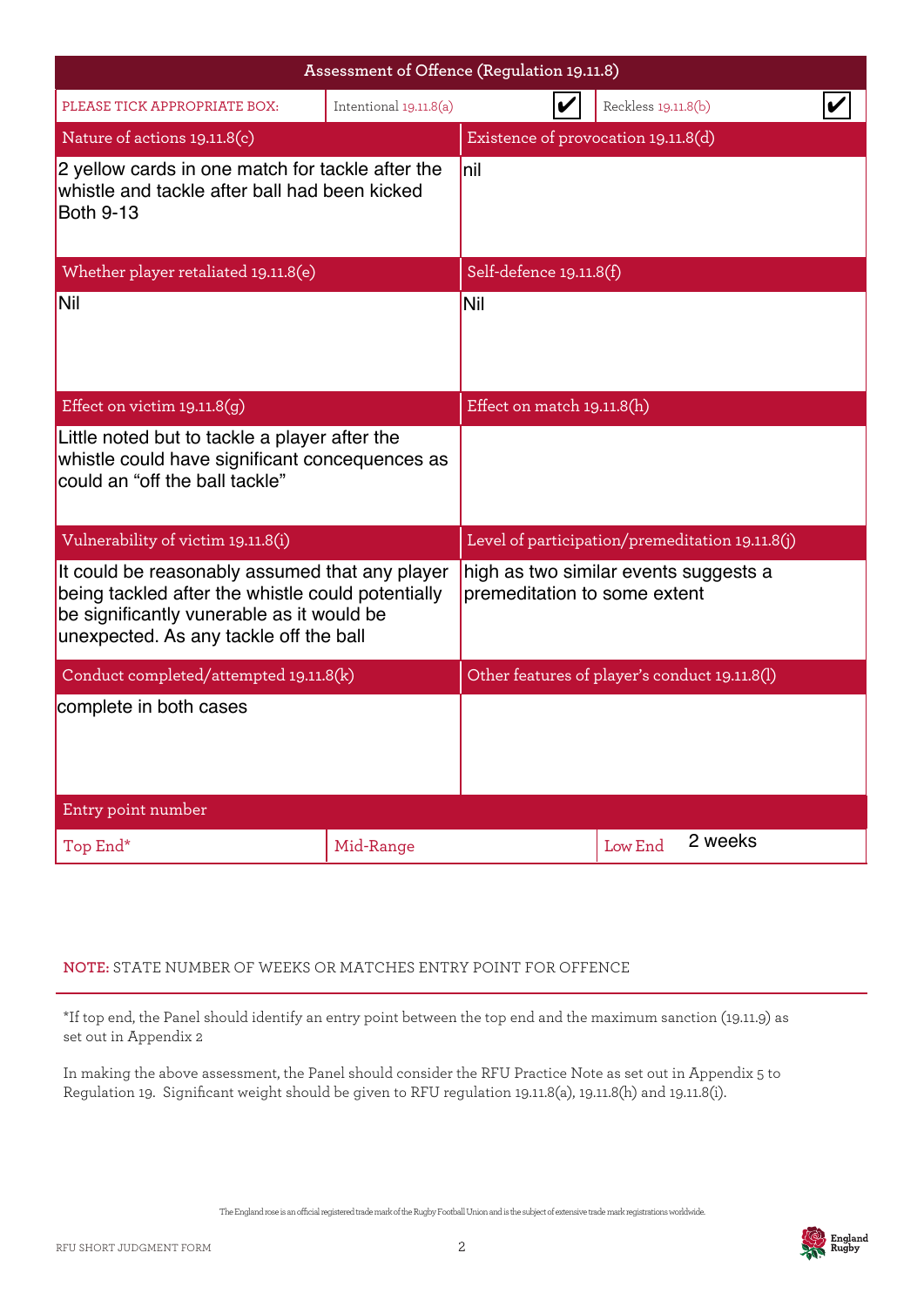| Assessment of Offence (Regulation 19.11.8) | | | |
|---|---|---|---|
| PLEASE TICK APPROPRIATE BOX: | Intentional 19.11.8(a) ✔ | | Reckless 19.11.8(b) ✔ |
| Nature of actions 19.11.8(c) | | Existence of provocation 19.11.8(d) | |
| 2 yellow cards in one match for tackle after the whistle and tackle after ball had been kicked Both 9-13 | | nil | |
| Whether player retaliated 19.11.8(e) | | Self-defence 19.11.8(f) | |
| Nil | | Nil | |
| Effect on victim 19.11.8(g) | | Effect on match 19.11.8(h) | |
| Little noted but to tackle a player after the whistle could have significant concequences as could an "off the ball tackle" | | | |
| Vulnerability of victim 19.11.8(i) | | Level of participation/premeditation 19.11.8(j) | |
| It could be reasonably assumed that any player being tackled after the whistle could potentially be significantly vunerable as it would be unexpected. As any tackle off the ball | | high as two similar events suggests a premeditation to some extent | |
| Conduct completed/attempted 19.11.8(k) | | Other features of player's conduct 19.11.8(l) | |
| complete in both cases | | | |
| Entry point number | | | |
| Top End* | Mid-Range | | Low End 2 weeks |

**NOTE:** STATE NUMBER OF WEEKS OR MATCHES ENTRY POINT FOR OFFENCE

*If top end, the Panel should identify an entry point between the top end and the maximum sanction (19.11.9) as set out in Appendix 2

In making the above assessment, the Panel should consider the RFU Practice Note as set out in Appendix 5 to Regulation 19. Significant weight should be given to RFU regulation 19.11.8(a), 19.11.8(h) and 19.11.8(i).

The England rose is an official registered trade mark of the Rugby Football Union and is the subject of extensive trade mark registrations worldwide.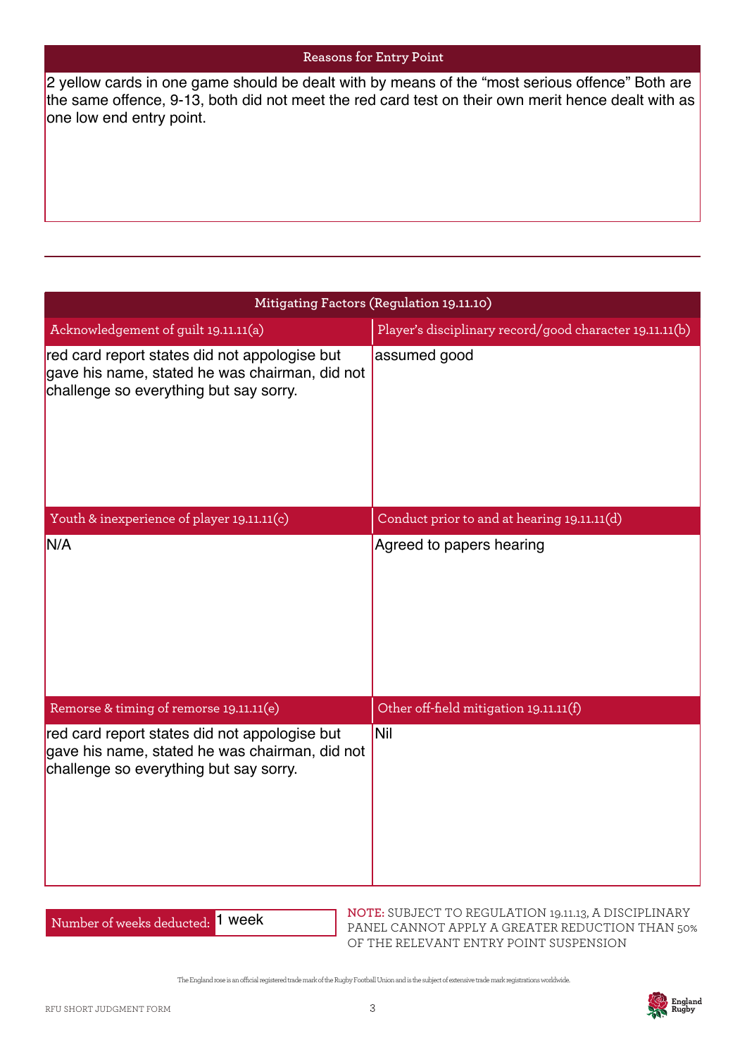## Reasons for Entry Point

2 yellow cards in one game should be dealt with by means of the “most serious offence” Both are the same offence, 9-13, both did not meet the red card test on their own merit hence dealt with as one low end entry point.

---

## Mitigating Factors (Regulation 19.11.10)

| Acknowledgement of guilt 19.11.11(a) | Player’s disciplinary record/good character 19.11.11(b) |
| --- | --- |
| red card report states did not appologise but gave his name, stated he was chairman, did not challenge so everything but say sorry. | assumed good |

| Youth & inexperience of player 19.11.11(c) | Conduct prior to and at hearing 19.11.11(d) |
| --- | --- |
| N/A | Agreed to papers hearing |

| Remorse & timing of remorse 19.11.11(e) | Other off-field mitigation 19.11.11(f) |
| --- | --- |
| red card report states did not appologise but gave his name, stated he was chairman, did not challenge so everything but say sorry. | Nil |

Number of weeks deducted: 1 week

**NOTE:** SUBJECT TO REGULATION 19.11.13, A DISCIPLINARY PANEL CANNOT APPLY A GREATER REDUCTION THAN 50% OF THE RELEVANT ENTRY POINT SUSPENSION

The England rose is an official registered trade mark of the Rugby Football Union and is the subject of extensive trade mark registrations worldwide.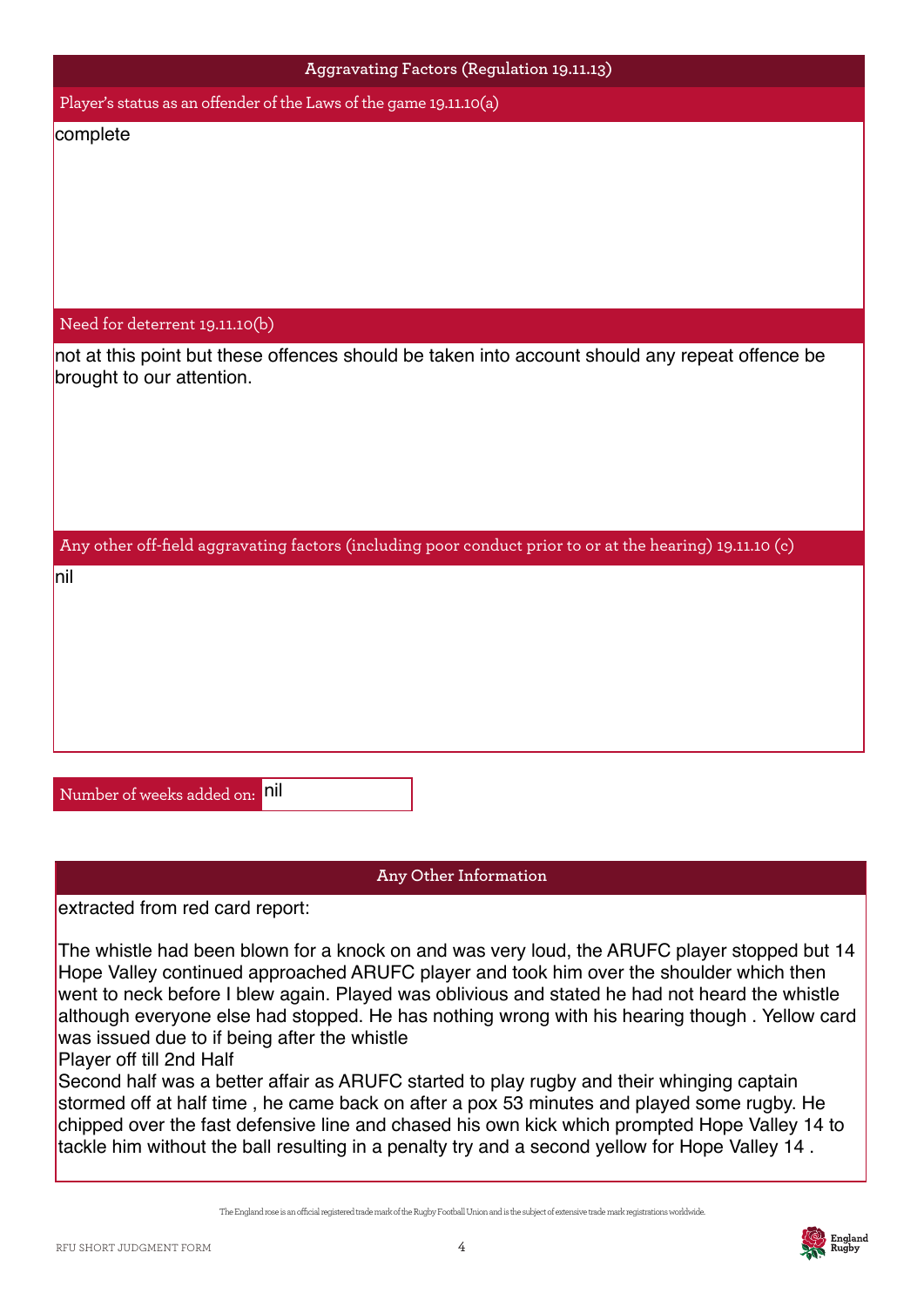## Aggravating Factors (Regulation 19.11.13)

### Player's status as an offender of the Laws of the game 19.11.10(a)

complete

### Need for deterrent 19.11.10(b)

not at this point but these offences should be taken into account should any repeat offence be brought to our attention.

### Any other off-field aggravating factors (including poor conduct prior to or at the hearing) 19.11.10 (c)

nil

**Number of weeks added on:** nil

## Any Other Information

extracted from red card report:

The whistle had been blown for a knock on and was very loud, the ARUFC player stopped but 14 Hope Valley continued approached ARUFC player and took him over the shoulder which then went to neck before I blew again. Played was oblivious and stated he had not heard the whistle although everyone else had stopped. He has nothing wrong with his hearing though . Yellow card was issued due to if being after the whistle
Player off till 2nd Half
Second half was a better affair as ARUFC started to play rugby and their whinging captain stormed off at half time , he came back on after a pox 53 minutes and played some rugby. He chipped over the fast defensive line and chased his own kick which prompted Hope Valley 14 to tackle him without the ball resulting in a penalty try and a second yellow for Hope Valley 14 .

The England rose is an official registered trade mark of the Rugby Football Union and is the subject of extensive trade mark registrations worldwide.